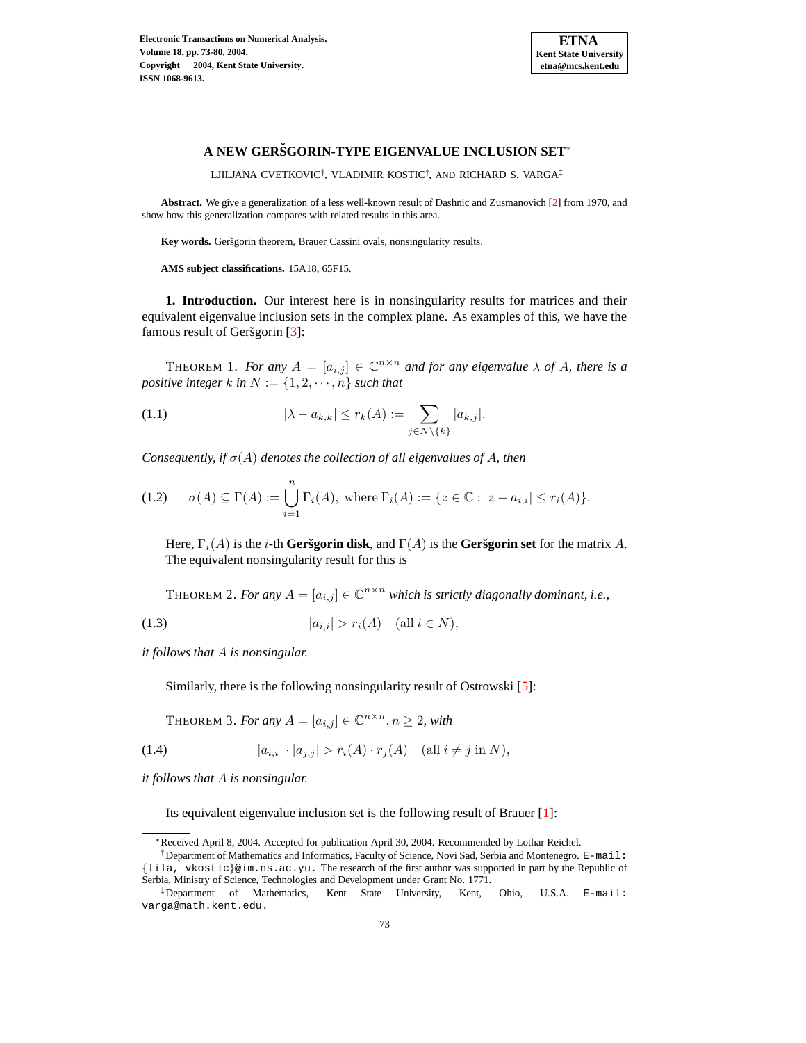# A NEW GERŠGORIN-TYPE EIGENVALUE INCLUSION SET*

LJILJANA CVETKOVIC[†], VLADIMIR KOSTIC[†], AND RICHARD S. VARGA[‡]

**Abstract.** We give a generalization of a less well-known result of Dashnic and Zusmanovich [2] from 1970, and show how this generalization compares with related results in this area.

**Key words.** Geršgorin theorem, Brauer Cassini ovals, nonsingularity results.

**AMS subject classifications.** 15A18, 65F15.

## 1. Introduction.

Our interest here is in nonsingularity results for matrices and their equivalent eigenvalue inclusion sets in the complex plane. As examples of this, we have the famous result of Geršgorin [3]:

THEOREM 1. *For any $A = [a_{i,j}] \in \mathbb{C}^{n\times n}$ and for any eigenvalue $\lambda$ of $A$, there is a positive integer $k$ in $N := \{1, 2, \cdots, n\}$ such that*

$$|\lambda - a_{k,k}| \le r_k(A) := \sum_{j\in N\setminus\{k\}} |a_{k,j}|. \tag{1.1}$$

*Consequently, if $\sigma(A)$ denotes the collection of all eigenvalues of $A$, then*

$$\sigma(A) \subseteq \Gamma(A) := \bigcup_{i=1}^{n} \Gamma_i(A), \text{ where } \Gamma_i(A) := \{z \in \mathbb{C} : |z - a_{i,i}| \le r_i(A)\}. \tag{1.2}$$

Here, $\Gamma_i(A)$ is the $i$-th **Geršgorin disk**, and $\Gamma(A)$ is the **Geršgorin set** for the matrix $A$. The equivalent nonsingularity result for this is

THEOREM 2. *For any $A = [a_{i,j}] \in \mathbb{C}^{n\times n}$ which is strictly diagonally dominant, i.e.,*

$$|a_{i,i}| > r_i(A) \quad (\text{all } i \in N), \tag{1.3}$$

*it follows that $A$ is nonsingular.*

Similarly, there is the following nonsingularity result of Ostrowski [5]:

THEOREM 3. *For any $A = [a_{i,j}] \in \mathbb{C}^{n\times n}, n \ge 2$, with*

$$|a_{i,i}| \cdot |a_{j,j}| > r_i(A) \cdot r_j(A) \quad (\text{all } i \ne j \text{ in } N), \tag{1.4}$$

*it follows that $A$ is nonsingular.*

Its equivalent eigenvalue inclusion set is the following result of Brauer [1]:

---

*Received April 8, 2004. Accepted for publication April 30, 2004. Recommended by Lothar Reichel.

[†]Department of Mathematics and Informatics, Faculty of Science, Novi Sad, Serbia and Montenegro. E-mail: {lila, vkostic}@im.ns.ac.yu. The research of the first author was supported in part by the Republic of Serbia, Ministry of Science, Technologies and Development under Grant No. 1771.

[‡]Department of Mathematics, Kent State University, Kent, Ohio, U.S.A. E-mail: varga@math.kent.edu.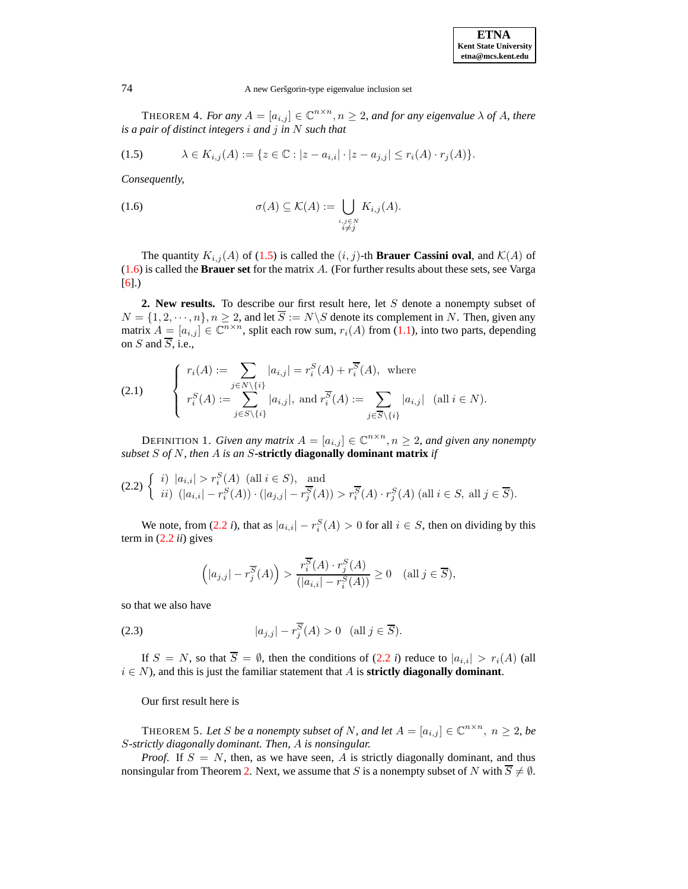THEOREM 4. *For any $A = [a_{i,j}] \in \mathbb{C}^{n \times n}, n \geq 2$, and for any eigenvalue $\lambda$ of $A$, there is a pair of distinct integers $i$ and $j$ in $N$ such that*

$$\lambda \in K_{i,j}(A) := \{z \in \mathbb{C} : |z - a_{i,i}| \cdot |z - a_{j,j}| \leq r_i(A) \cdot r_j(A)\}. \tag{1.5}$$

*Consequently,*

$$\sigma(A) \subseteq \mathcal{K}(A) := \bigcup_{\substack{i,j \in N \\ i \neq j}} K_{i,j}(A). \tag{1.6}$$

The quantity $K_{i,j}(A)$ of (1.5) is called the $(i,j)$-th **Brauer Cassini oval**, and $\mathcal{K}(A)$ of (1.6) is called the **Brauer set** for the matrix $A$. (For further results about these sets, see Varga [6].)

## 2. New results.

To describe our first result here, let $S$ denote a nonempty subset of $N = \{1, 2, \cdots, n\}, n \geq 2$, and let $\overline{S} := N \backslash S$ denote its complement in $N$. Then, given any matrix $A = [a_{i,j}] \in \mathbb{C}^{n \times n}$, split each row sum, $r_i(A)$ from (1.1), into two parts, depending on $S$ and $\overline{S}$, i.e.,

$$\begin{cases} r_i(A) := \sum\limits_{j \in N \backslash \{i\}} |a_{i,j}| = r_i^S(A) + r_i^{\overline{S}}(A), \text{ where} \\ r_i^S(A) := \sum\limits_{j \in S \backslash \{i\}} |a_{i,j}|, \text{ and } r_i^{\overline{S}}(A) := \sum\limits_{j \in \overline{S} \backslash \{i\}} |a_{i,j}| \quad (\text{all } i \in N). \end{cases} \tag{2.1}$$

DEFINITION 1. *Given any matrix $A = [a_{i,j}] \in \mathbb{C}^{n \times n}, n \geq 2$, and given any nonempty subset $S$ of $N$, then $A$ is an $S$-**strictly diagonally dominant matrix** if*

$$\begin{cases} i) \;\; |a_{i,i}| > r_i^S(A) \;\; (\text{all } i \in S), \;\; \text{and} \\ ii) \;\; (|a_{i,i}| - r_i^S(A)) \cdot (|a_{j,j}| - r_j^{\overline{S}}(A)) > r_i^{\overline{S}}(A) \cdot r_j^S(A) \; (\text{all } i \in S, \text{ all } j \in \overline{S}). \end{cases} \tag{2.2}$$

We note, from (2.2 *i*), that as $|a_{i,i}| - r_i^S(A) > 0$ for all $i \in S$, then on dividing by this term in (2.2 *ii*) gives

$$\left(|a_{j,j}| - r_j^{\overline{S}}(A)\right) > \frac{r_i^{\overline{S}}(A) \cdot r_j^S(A)}{(|a_{i,i}| - r_i^S(A))} \geq 0 \quad (\text{all } j \in \overline{S}),$$

so that we also have

$$|a_{j,j}| - r_j^{\overline{S}}(A) > 0 \quad (\text{all } j \in \overline{S}). \tag{2.3}$$

If $S = N$, so that $\overline{S} = \emptyset$, then the conditions of (2.2 *i*) reduce to $|a_{i,i}| > r_i(A)$ (all $i \in N$), and this is just the familiar statement that $A$ is **strictly diagonally dominant**.

Our first result here is

THEOREM 5. *Let $S$ be a nonempty subset of $N$, and let $A = [a_{i,j}] \in \mathbb{C}^{n \times n}, \; n \geq 2$, be $S$-strictly diagonally dominant. Then, $A$ is nonsingular.*

*Proof.* If $S = N$, then, as we have seen, $A$ is strictly diagonally dominant, and thus nonsingular from Theorem 2. Next, we assume that $S$ is a nonempty subset of $N$ with $\overline{S} \neq \emptyset$.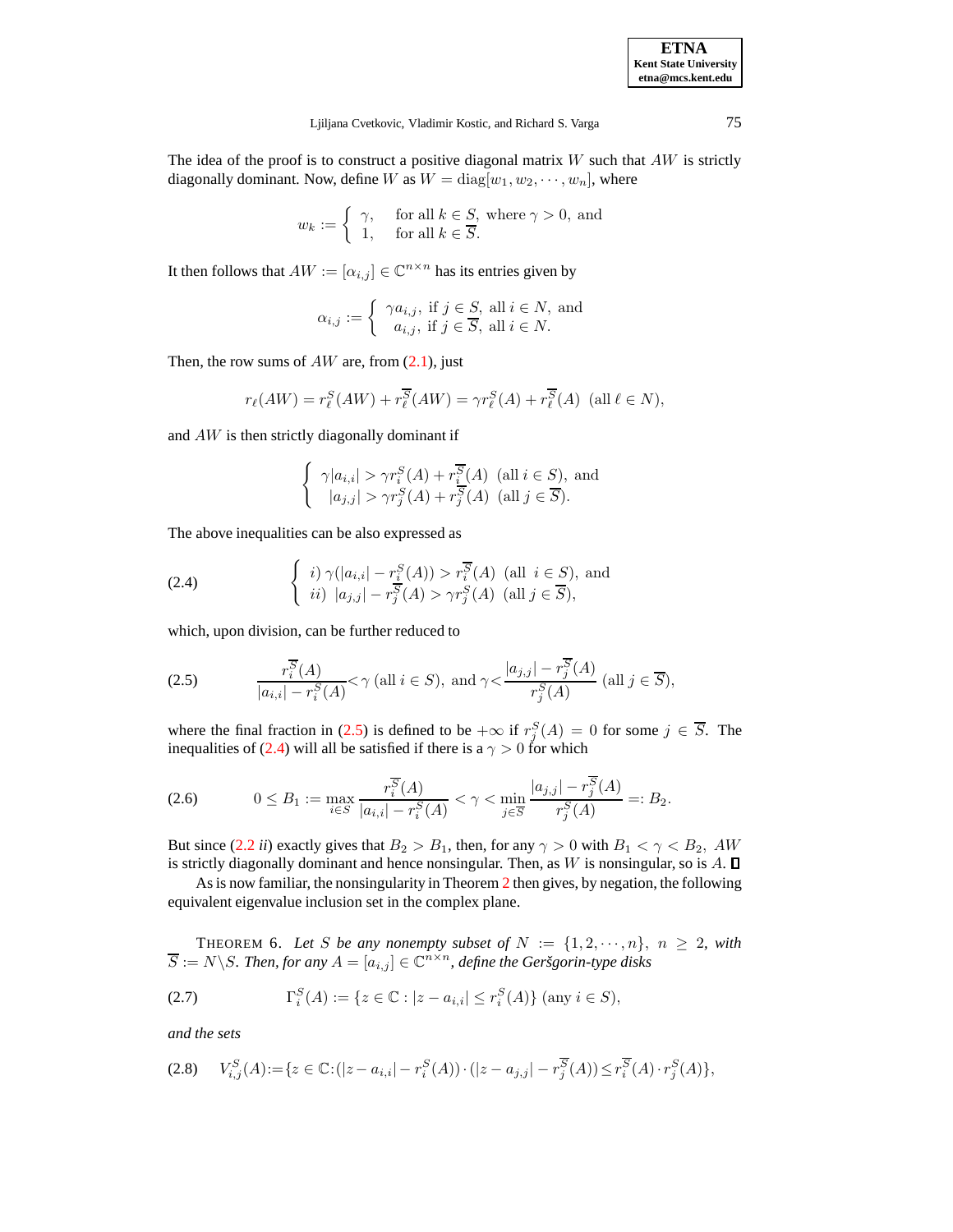The idea of the proof is to construct a positive diagonal matrix $W$ such that $AW$ is strictly diagonally dominant. Now, define $W$ as $W = \text{diag}[w_1, w_2, \cdots, w_n]$, where

$$w_k := \begin{cases} \gamma, & \text{for all } k \in S, \text{ where } \gamma > 0, \text{ and} \\ 1, & \text{for all } k \in \overline{S}. \end{cases}$$

It then follows that $AW := [\alpha_{i,j}] \in \mathbb{C}^{n \times n}$ has its entries given by

$$\alpha_{i,j} := \begin{cases} \gamma a_{i,j}, \text{ if } j \in S, \text{ all } i \in N, \text{ and} \\ a_{i,j}, \text{ if } j \in \overline{S}, \text{ all } i \in N. \end{cases}$$

Then, the row sums of $AW$ are, from (2.1), just

$$r_\ell(AW) = r_\ell^S(AW) + r_\ell^{\overline{S}}(AW) = \gamma r_\ell^S(A) + r_\ell^{\overline{S}}(A) \ \ (\text{all } \ell \in N),$$

and $AW$ is then strictly diagonally dominant if

$$\begin{cases} \gamma|a_{i,i}| > \gamma r_i^S(A) + r_i^{\overline{S}}(A) \ \ (\text{all } i \in S), \text{ and} \\ |a_{j,j}| > \gamma r_j^S(A) + r_j^{\overline{S}}(A) \ \ (\text{all } j \in \overline{S}). \end{cases}$$

The above inequalities can be also expressed as

$$\text{(2.4)} \qquad \begin{cases} i)\ \gamma(|a_{i,i}| - r_i^S(A)) > r_i^{\overline{S}}(A) \ \ (\text{all } \ i \in S), \text{ and} \\ ii)\ |a_{j,j}| - r_j^{\overline{S}}(A) > \gamma r_j^S(A) \ \ (\text{all } j \in \overline{S}), \end{cases}$$

which, upon division, can be further reduced to

$$\text{(2.5)} \qquad \frac{r_i^{\overline{S}}(A)}{|a_{i,i}| - r_i^S(A)} < \gamma \ (\text{all } i \in S), \text{ and } \gamma < \frac{|a_{j,j}| - r_j^{\overline{S}}(A)}{r_j^S(A)} \ (\text{all } j \in \overline{S}),$$

where the final fraction in (2.5) is defined to be $+\infty$ if $r_j^S(A) = 0$ for some $j \in \overline{S}$. The inequalities of (2.4) will all be satisfied if there is a $\gamma > 0$ for which

$$\text{(2.6)} \qquad 0 \leq B_1 := \max_{i \in S} \frac{r_i^{\overline{S}}(A)}{|a_{i,i}| - r_i^S(A)} < \gamma < \min_{j \in \overline{S}} \frac{|a_{j,j}| - r_j^{\overline{S}}(A)}{r_j^S(A)} =: B_2.$$

But since (2.2 *ii*) exactly gives that $B_2 > B_1$, then, for any $\gamma > 0$ with $B_1 < \gamma < B_2$, $AW$ is strictly diagonally dominant and hence nonsingular. Then, as $W$ is nonsingular, so is $A$. ∎

As is now familiar, the nonsingularity in Theorem 2 then gives, by negation, the following equivalent eigenvalue inclusion set in the complex plane.

THEOREM 6. *Let $S$ be any nonempty subset of $N := \{1, 2, \cdots, n\}$, $n \geq 2$, with $\overline{S} := N \backslash S$. Then, for any $A = [a_{i,j}] \in \mathbb{C}^{n \times n}$, define the Geršgorin-type disks*

$$\text{(2.7)} \qquad \Gamma_i^S(A) := \{z \in \mathbb{C} : |z - a_{i,i}| \leq r_i^S(A)\} \ (\text{any } i \in S),$$

*and the sets*

$$\text{(2.8)} \quad V_{i,j}^S(A) := \{z \in \mathbb{C} : (|z - a_{i,i}| - r_i^S(A)) \cdot (|z - a_{j,j}| - r_j^{\overline{S}}(A)) \leq r_i^{\overline{S}}(A) \cdot r_j^S(A)\},$$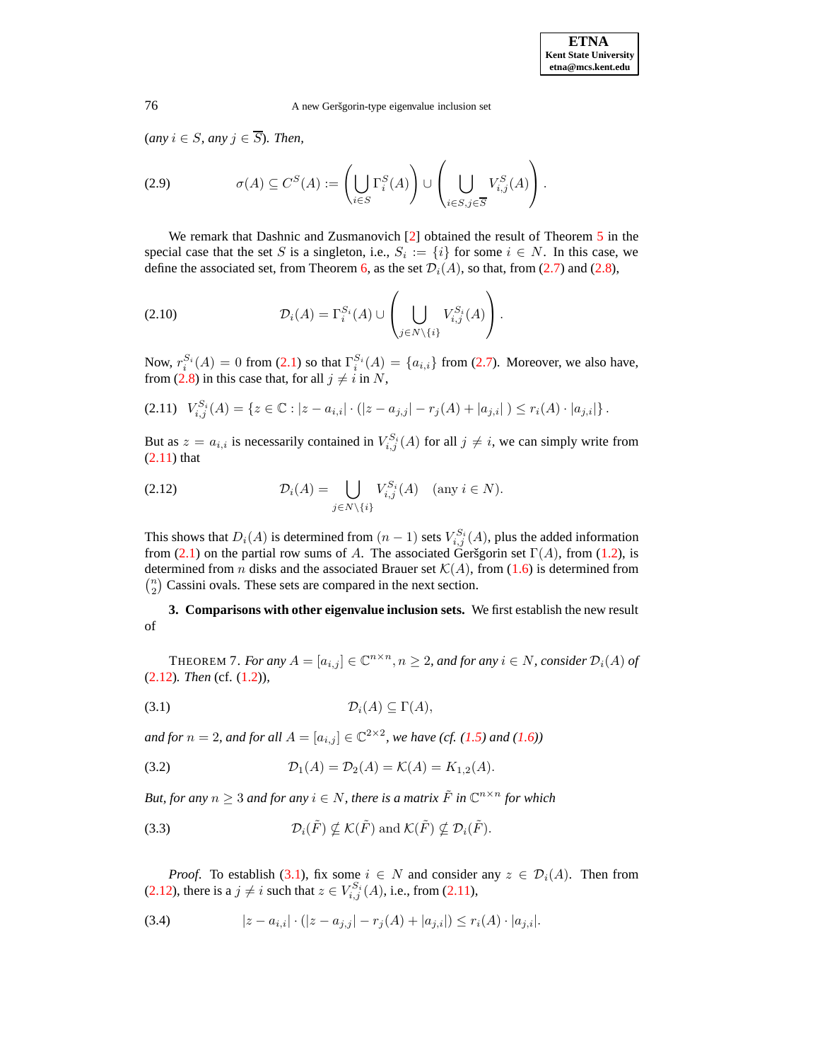(*any* $i \in S$, *any* $j \in \overline{S}$). *Then,*

$$\sigma(A) \subseteq C^S(A) := \left(\bigcup_{i \in S} \Gamma_i^S(A)\right) \cup \left(\bigcup_{i \in S, j \in \overline{S}} V_{i,j}^S(A)\right). \tag{2.9}$$

We remark that Dashnic and Zusmanovich [2] obtained the result of Theorem 5 in the special case that the set $S$ is a singleton, i.e., $S_i := \{i\}$ for some $i \in N$. In this case, we define the associated set, from Theorem 6, as the set $\mathcal{D}_i(A)$, so that, from (2.7) and (2.8),

$$\mathcal{D}_i(A) = \Gamma_i^{S_i}(A) \cup \left(\bigcup_{j \in N \setminus \{i\}} V_{i,j}^{S_i}(A)\right). \tag{2.10}$$

Now, $r_i^{S_i}(A) = 0$ from (2.1) so that $\Gamma_i^{S_i}(A) = \{a_{i,i}\}$ from (2.7). Moreover, we also have, from (2.8) in this case that, for all $j \neq i$ in $N$,

$$V_{i,j}^{S_i}(A) = \{z \in \mathbb{C} : |z - a_{i,i}| \cdot (|z - a_{j,j}| - r_j(A) + |a_{j,i}|\ ) \leq r_i(A) \cdot |a_{j,i}|\}. \tag{2.11}$$

But as $z = a_{i,i}$ is necessarily contained in $V_{i,j}^{S_i}(A)$ for all $j \neq i$, we can simply write from (2.11) that

$$\mathcal{D}_i(A) = \bigcup_{j \in N \setminus \{i\}} V_{i,j}^{S_i}(A) \quad (\text{any } i \in N). \tag{2.12}$$

This shows that $D_i(A)$ is determined from $(n-1)$ sets $V_{i,j}^{S_i}(A)$, plus the added information from (2.1) on the partial row sums of $A$. The associated Geršgorin set $\Gamma(A)$, from (1.2), is determined from $n$ disks and the associated Brauer set $\mathcal{K}(A)$, from (1.6) is determined from $\binom{n}{2}$ Cassini ovals. These sets are compared in the next section.

## 3. Comparisons with other eigenvalue inclusion sets.

We first establish the new result of

THEOREM 7. *For any* $A = [a_{i,j}] \in \mathbb{C}^{n \times n}, n \geq 2$, *and for any* $i \in N$, *consider* $\mathcal{D}_i(A)$ *of* (2.12). *Then* (cf. (1.2)),

$$\mathcal{D}_i(A) \subseteq \Gamma(A), \tag{3.1}$$

*and for* $n = 2$, *and for all* $A = [a_{i,j}] \in \mathbb{C}^{2 \times 2}$, *we have (cf. (1.5) and (1.6))*

$$\mathcal{D}_1(A) = \mathcal{D}_2(A) = \mathcal{K}(A) = K_{1,2}(A). \tag{3.2}$$

*But, for any* $n \geq 3$ *and for any* $i \in N$, *there is a matrix* $\tilde{F}$ *in* $\mathbb{C}^{n \times n}$ *for which*

$$\mathcal{D}_i(\tilde{F}) \nsubseteq \mathcal{K}(\tilde{F}) \text{ and } \mathcal{K}(\tilde{F}) \nsubseteq \mathcal{D}_i(\tilde{F}). \tag{3.3}$$

*Proof.* To establish (3.1), fix some $i \in N$ and consider any $z \in \mathcal{D}_i(A)$. Then from (2.12), there is a $j \neq i$ such that $z \in V_{i,j}^{S_i}(A)$, i.e., from (2.11),

$$|z - a_{i,i}| \cdot (|z - a_{j,j}| - r_j(A) + |a_{j,i}|) \leq r_i(A) \cdot |a_{j,i}|. \tag{3.4}$$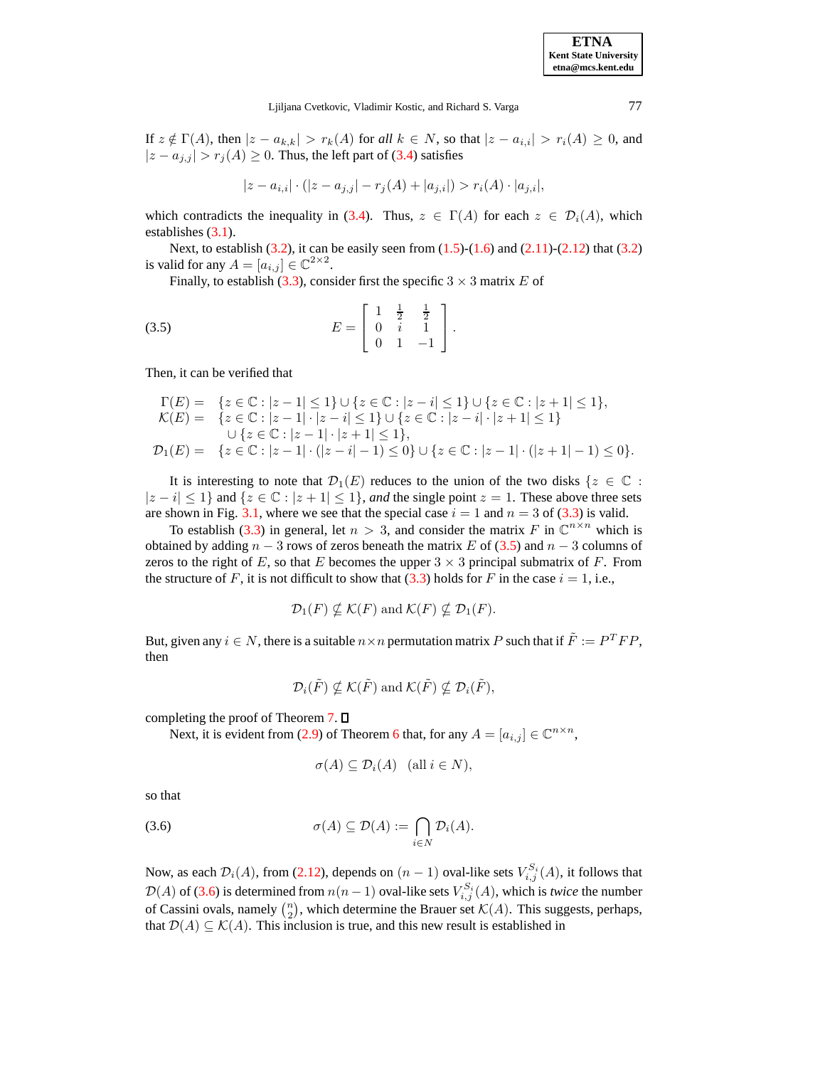If $z \notin \Gamma(A)$, then $|z - a_{k,k}| > r_k(A)$ for *all* $k \in N$, so that $|z - a_{i,i}| > r_i(A) \geq 0$, and $|z - a_{j,j}| > r_j(A) \geq 0$. Thus, the left part of (3.4) satisfies

$$|z - a_{i,i}| \cdot (|z - a_{j,j}| - r_j(A) + |a_{j,i}|) > r_i(A) \cdot |a_{j,i}|,$$

which contradicts the inequality in (3.4). Thus, $z \in \Gamma(A)$ for each $z \in \mathcal{D}_i(A)$, which establishes (3.1).

Next, to establish (3.2), it can be easily seen from (1.5)-(1.6) and (2.11)-(2.12) that (3.2) is valid for any $A = [a_{i,j}] \in \mathbb{C}^{2\times 2}$.

Finally, to establish (3.3), consider first the specific $3 \times 3$ matrix $E$ of

$$E = \begin{bmatrix} 1 & \frac{1}{2} & \frac{1}{2} \\ 0 & i & 1 \\ 0 & 1 & -1 \end{bmatrix}. \tag{3.5}$$

Then, it can be verified that

$$\begin{aligned}
\Gamma(E) = \ & \{z \in \mathbb{C} : |z-1| \leq 1\} \cup \{z \in \mathbb{C} : |z-i| \leq 1\} \cup \{z \in \mathbb{C} : |z+1| \leq 1\}, \\
\mathcal{K}(E) = \ & \{z \in \mathbb{C} : |z-1| \cdot |z-i| \leq 1\} \cup \{z \in \mathbb{C} : |z-i| \cdot |z+1| \leq 1\} \\
& \cup \{z \in \mathbb{C} : |z-1| \cdot |z+1| \leq 1\}, \\
\mathcal{D}_1(E) = \ & \{z \in \mathbb{C} : |z-1| \cdot (|z-i| - 1) \leq 0\} \cup \{z \in \mathbb{C} : |z-1| \cdot (|z+1| - 1) \leq 0\}.
\end{aligned}$$

It is interesting to note that $\mathcal{D}_1(E)$ reduces to the union of the two disks $\{z \in \mathbb{C} : |z-i| \leq 1\}$ and $\{z \in \mathbb{C} : |z+1| \leq 1\}$, *and* the single point $z = 1$. These above three sets are shown in Fig. 3.1, where we see that the special case $i = 1$ and $n = 3$ of (3.3) is valid.

To establish (3.3) in general, let $n > 3$, and consider the matrix $F$ in $\mathbb{C}^{n\times n}$ which is obtained by adding $n-3$ rows of zeros beneath the matrix $E$ of (3.5) and $n-3$ columns of zeros to the right of $E$, so that $E$ becomes the upper $3 \times 3$ principal submatrix of $F$. From the structure of $F$, it is not difficult to show that (3.3) holds for $F$ in the case $i = 1$, i.e.,

$$\mathcal{D}_1(F) \nsubseteq \mathcal{K}(F) \text{ and } \mathcal{K}(F) \nsubseteq \mathcal{D}_1(F).$$

But, given any $i \in N$, there is a suitable $n \times n$ permutation matrix $P$ such that if $\tilde{F} := P^T F P$, then

$$\mathcal{D}_i(\tilde{F}) \nsubseteq \mathcal{K}(\tilde{F}) \text{ and } \mathcal{K}(\tilde{F}) \nsubseteq \mathcal{D}_i(\tilde{F}),$$

completing the proof of Theorem 7. ☐

Next, it is evident from (2.9) of Theorem 6 that, for any $A = [a_{i,j}] \in \mathbb{C}^{n\times n}$,

$$\sigma(A) \subseteq \mathcal{D}_i(A) \quad (\text{all } i \in N),$$

so that

$$\sigma(A) \subseteq \mathcal{D}(A) := \bigcap_{i \in N} \mathcal{D}_i(A). \tag{3.6}$$

Now, as each $\mathcal{D}_i(A)$, from (2.12), depends on $(n-1)$ oval-like sets $V_{i,j}^{S_i}(A)$, it follows that $\mathcal{D}(A)$ of (3.6) is determined from $n(n-1)$ oval-like sets $V_{i,j}^{S_i}(A)$, which is *twice* the number of Cassini ovals, namely $\binom{n}{2}$, which determine the Brauer set $\mathcal{K}(A)$. This suggests, perhaps, that $\mathcal{D}(A) \subseteq \mathcal{K}(A)$. This inclusion is true, and this new result is established in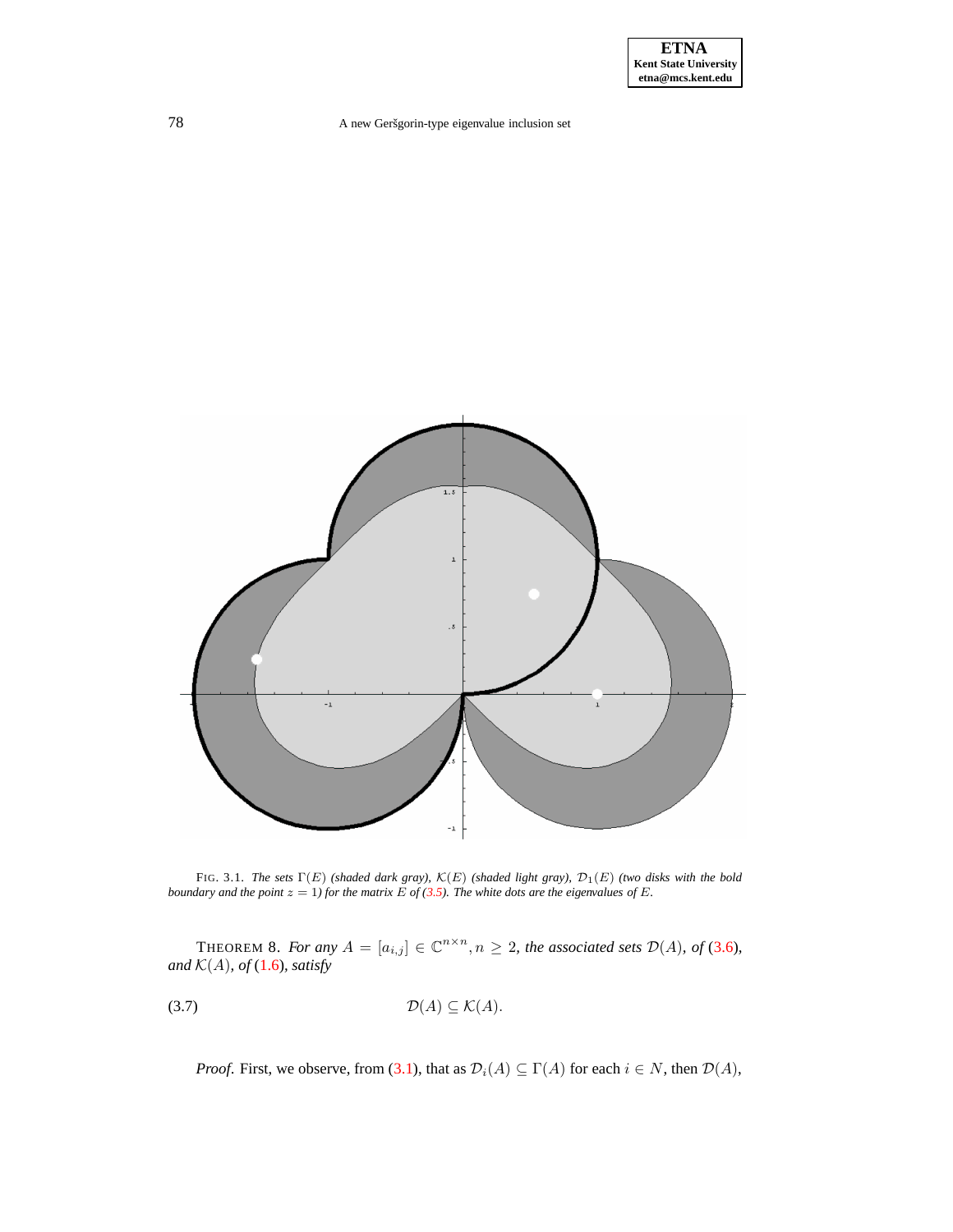1.5

1

.5

-1

1

2

-.5

-1

FIG. 3.1. *The sets $\Gamma(E)$ (shaded dark gray), $\mathcal{K}(E)$ (shaded light gray), $\mathcal{D}_1(E)$ (two disks with the bold boundary and the point $z = 1$) for the matrix $E$ of (3.5). The white dots are the eigenvalues of $E$.*

THEOREM 8. *For any $A = [a_{i,j}] \in \mathbb{C}^{n \times n}, n \geq 2$, the associated sets $\mathcal{D}(A)$, of (3.6), and $\mathcal{K}(A)$, of (1.6), satisfy*

$$\mathcal{D}(A) \subseteq \mathcal{K}(A). \tag{3.7}$$

*Proof.* First, we observe, from (3.1), that as $\mathcal{D}_i(A) \subseteq \Gamma(A)$ for each $i \in N$, then $\mathcal{D}(A)$,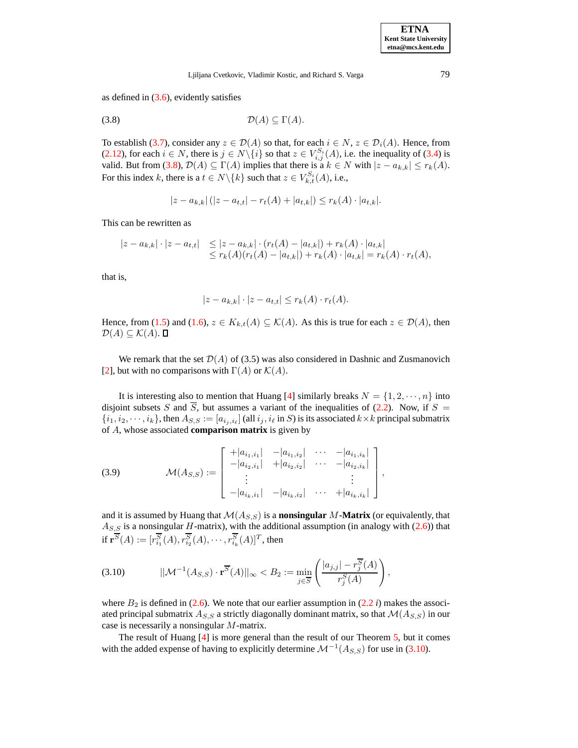as defined in (3.6), evidently satisfies

$$\mathcal{D}(A) \subseteq \Gamma(A). \tag{3.8}$$

To establish (3.7), consider any $z \in \mathcal{D}(A)$ so that, for each $i \in N$, $z \in \mathcal{D}_i(A)$. Hence, from (2.12), for each $i \in N$, there is $j \in N\backslash\{i\}$ so that $z \in V_{i,j}^{S_i}(A)$, i.e. the inequality of (3.4) is valid. But from (3.8), $\mathcal{D}(A) \subseteq \Gamma(A)$ implies that there is a $k \in N$ with $|z - a_{k,k}| \le r_k(A)$. For this index $k$, there is a $t \in N\backslash\{k\}$ such that $z \in V_{k,t}^{S_i}(A)$, i.e.,

$$|z - a_{k,k}|\,(|z - a_{t,t}| - r_t(A) + |a_{t,k}|) \le r_k(A) \cdot |a_{t,k}|.$$

This can be rewritten as

$$\begin{aligned} |z - a_{k,k}| \cdot |z - a_{t,t}| &\le |z - a_{k,k}| \cdot (r_t(A) - |a_{t,k}|) + r_k(A) \cdot |a_{t,k}| \\ &\le r_k(A)(r_t(A) - |a_{t,k}|) + r_k(A) \cdot |a_{t,k}| = r_k(A) \cdot r_t(A), \end{aligned}$$

that is,

$$|z - a_{k,k}| \cdot |z - a_{t,t}| \le r_k(A) \cdot r_t(A).$$

Hence, from (1.5) and (1.6), $z \in K_{k,t}(A) \subseteq \mathcal{K}(A)$. As this is true for each $z \in \mathcal{D}(A)$, then $\mathcal{D}(A) \subseteq \mathcal{K}(A)$. ☐

We remark that the set $\mathcal{D}(A)$ of (3.5) was also considered in Dashnic and Zusmanovich [2], but with no comparisons with $\Gamma(A)$ or $\mathcal{K}(A)$.

It is interesting also to mention that Huang [4] similarly breaks $N = \{1, 2, \cdots, n\}$ into disjoint subsets $S$ and $\overline{S}$, but assumes a variant of the inequalities of (2.2). Now, if $S = \{i_1, i_2, \cdots, i_k\}$, then $A_{S,S} := [a_{i_j,i_\ell}]$ (all $i_j, i_\ell$ in $S$) is its associated $k \times k$ principal submatrix of $A$, whose associated **comparison matrix** is given by

$$\mathcal{M}(A_{S,S}) := \begin{bmatrix} +|a_{i_1,i_1}| & -|a_{i_1,i_2}| & \cdots & -|a_{i_1,i_k}| \\ -|a_{i_2,i_1}| & +|a_{i_2,i_2}| & \cdots & -|a_{i_2,i_k}| \\ \vdots & & & \vdots \\ -|a_{i_k,i_1}| & -|a_{i_k,i_2}| & \cdots & +|a_{i_k,i_k}| \end{bmatrix}, \tag{3.9}$$

and it is assumed by Huang that $\mathcal{M}(A_{S,S})$ is a **nonsingular** $M$**-Matrix** (or equivalently, that $A_{S,S}$ is a nonsingular $H$-matrix), with the additional assumption (in analogy with (2.6)) that if $\mathbf{r}^{\overline{S}}(A) := [r_{i_1}^{\overline{S}}(A), r_{i_2}^{\overline{S}}(A), \cdots, r_{i_k}^{\overline{S}}(A)]^T$, then

$$||\mathcal{M}^{-1}(A_{S,S}) \cdot \mathbf{r}^{\overline{S}}(A)||_\infty < B_2 := \min_{j \in \overline{S}} \left( \frac{|a_{j,j}| - r_j^{\overline{S}}(A)}{r_j^S(A)} \right), \tag{3.10}$$

where $B_2$ is defined in (2.6). We note that our earlier assumption in (2.2 *i*) makes the associated principal submatrix $A_{S,S}$ a strictly diagonally dominant matrix, so that $\mathcal{M}(A_{S,S})$ in our case is necessarily a nonsingular $M$-matrix.

The result of Huang [4] is more general than the result of our Theorem 5, but it comes with the added expense of having to explicitly determine $\mathcal{M}^{-1}(A_{S,S})$ for use in (3.10).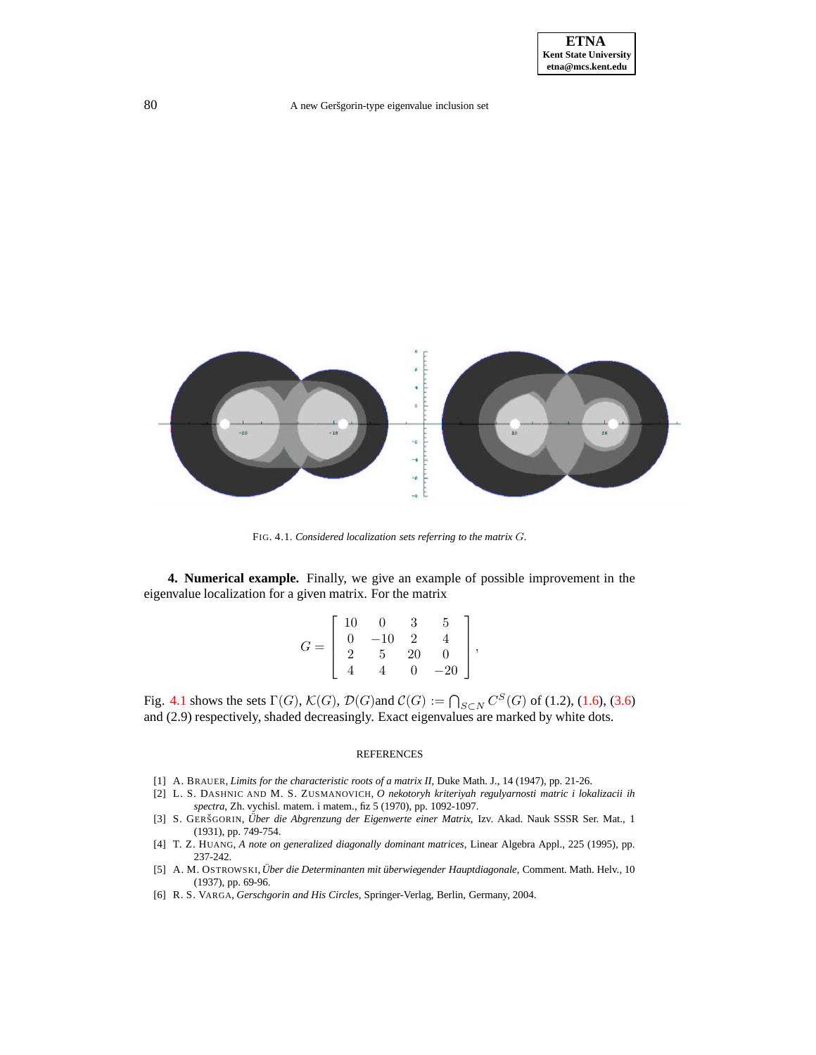-20

-10

10

20

FIG. 4.1. *Considered localization sets referring to the matrix* $G$.

**4. Numerical example.** Finally, we give an example of possible improvement in the eigenvalue localization for a given matrix. For the matrix

$$G = \begin{bmatrix} 10 & 0 & 3 & 5 \\ 0 & -10 & 2 & 4 \\ 2 & 5 & 20 & 0 \\ 4 & 4 & 0 & -20 \end{bmatrix},$$

Fig. 4.1 shows the sets $\Gamma(G)$, $\mathcal{K}(G)$, $\mathcal{D}(G)$and $\mathcal{C}(G) := \bigcap_{S \subset N} C^S(G)$ of (1.2), (1.6), (3.6) and (2.9) respectively, shaded decreasingly. Exact eigenvalues are marked by white dots.

## REFERENCES

[1] A. BRAUER, *Limits for the characteristic roots of a matrix II*, Duke Math. J., 14 (1947), pp. 21-26.

[2] L. S. DASHNIC AND M. S. ZUSMANOVICH, *O nekotoryh kriteriyah regulyarnosti matric i lokalizacii ih spectra*, Zh. vychisl. matem. i matem., fiz 5 (1970), pp. 1092-1097.

[3] S. GERŠGORIN, *Über die Abgrenzung der Eigenwerte einer Matrix*, Izv. Akad. Nauk SSSR Ser. Mat., 1 (1931), pp. 749-754.

[4] T. Z. HUANG, *A note on generalized diagonally dominant matrices*, Linear Algebra Appl., 225 (1995), pp. 237-242.

[5] A. M. OSTROWSKI, *Über die Determinanten mit überwiegender Hauptdiagonale*, Comment. Math. Helv., 10 (1937), pp. 69-96.

[6] R. S. VARGA, *Gerschgorin and His Circles*, Springer-Verlag, Berlin, Germany, 2004.